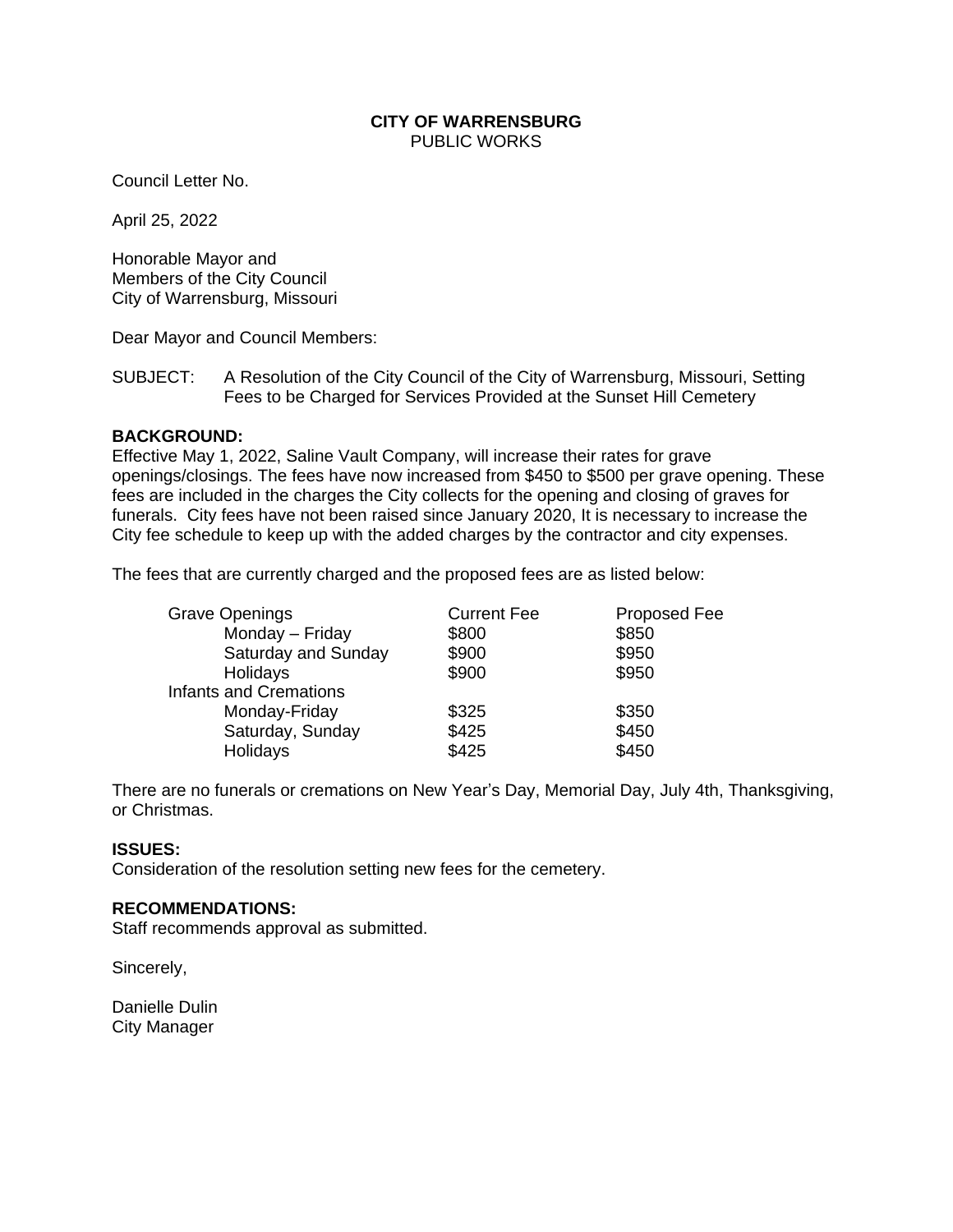**CITY OF WARRENSBURG**
PUBLIC WORKS

Council Letter No.

April 25, 2022

Honorable Mayor and
Members of the City Council
City of Warrensburg, Missouri

Dear Mayor and Council Members:

SUBJECT: A Resolution of the City Council of the City of Warrensburg, Missouri, Setting Fees to be Charged for Services Provided at the Sunset Hill Cemetery

**BACKGROUND:**
Effective May 1, 2022, Saline Vault Company, will increase their rates for grave openings/closings. The fees have now increased from $450 to $500 per grave opening. These fees are included in the charges the City collects for the opening and closing of graves for funerals. City fees have not been raised since January 2020, It is necessary to increase the City fee schedule to keep up with the added charges by the contractor and city expenses.

The fees that are currently charged and the proposed fees are as listed below:

| | Current Fee | Proposed Fee |
|---|---|---|
| Grave Openings | | |
| Monday – Friday | $800 | $850 |
| Saturday and Sunday | $900 | $950 |
| Holidays | $900 | $950 |
| Infants and Cremations | | |
| Monday-Friday | $325 | $350 |
| Saturday, Sunday | $425 | $450 |
| Holidays | $425 | $450 |

There are no funerals or cremations on New Year's Day, Memorial Day, July 4th, Thanksgiving, or Christmas.

**ISSUES:**
Consideration of the resolution setting new fees for the cemetery.

**RECOMMENDATIONS:**
Staff recommends approval as submitted.

Sincerely,

Danielle Dulin
City Manager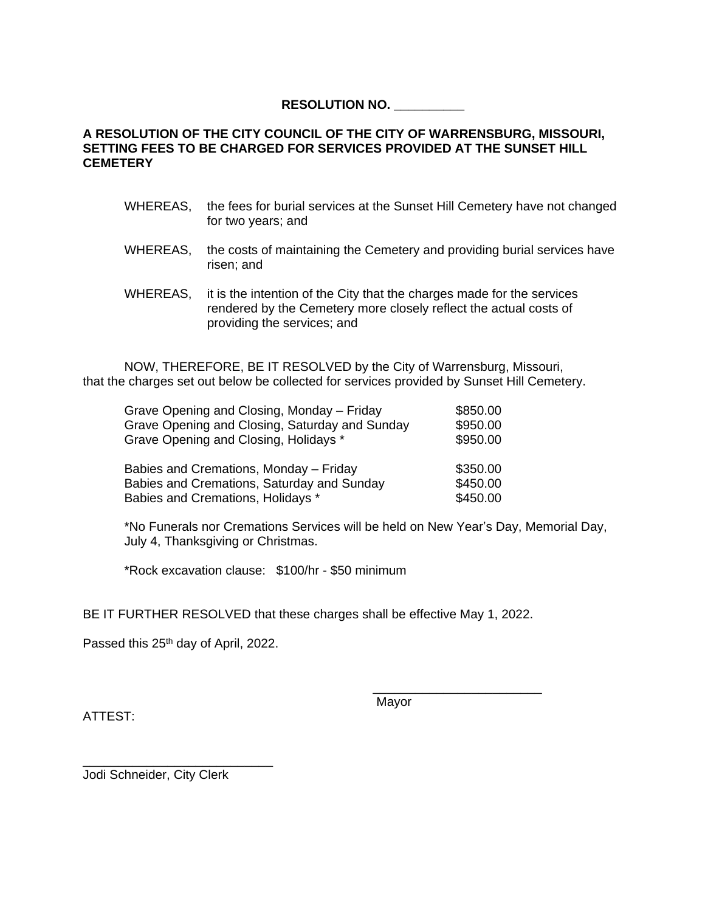**RESOLUTION NO. __________**

**A RESOLUTION OF THE CITY COUNCIL OF THE CITY OF WARRENSBURG, MISSOURI, SETTING FEES TO BE CHARGED FOR SERVICES PROVIDED AT THE SUNSET HILL CEMETERY**

WHEREAS, the fees for burial services at the Sunset Hill Cemetery have not changed for two years; and

WHEREAS, the costs of maintaining the Cemetery and providing burial services have risen; and

WHEREAS, it is the intention of the City that the charges made for the services rendered by the Cemetery more closely reflect the actual costs of providing the services; and

NOW, THEREFORE, BE IT RESOLVED by the City of Warrensburg, Missouri, that the charges set out below be collected for services provided by Sunset Hill Cemetery.

| | |
|---|---|
| Grave Opening and Closing, Monday – Friday | $850.00 |
| Grave Opening and Closing, Saturday and Sunday | $950.00 |
| Grave Opening and Closing, Holidays * | $950.00 |
| Babies and Cremations, Monday – Friday | $350.00 |
| Babies and Cremations, Saturday and Sunday | $450.00 |
| Babies and Cremations, Holidays * | $450.00 |

*No Funerals nor Cremations Services will be held on New Year's Day, Memorial Day, July 4, Thanksgiving or Christmas.

*Rock excavation clause: $100/hr - $50 minimum

BE IT FURTHER RESOLVED that these charges shall be effective May 1, 2022.

Passed this 25th day of April, 2022.

________________________
Mayor

ATTEST:

__________________________
Jodi Schneider, City Clerk